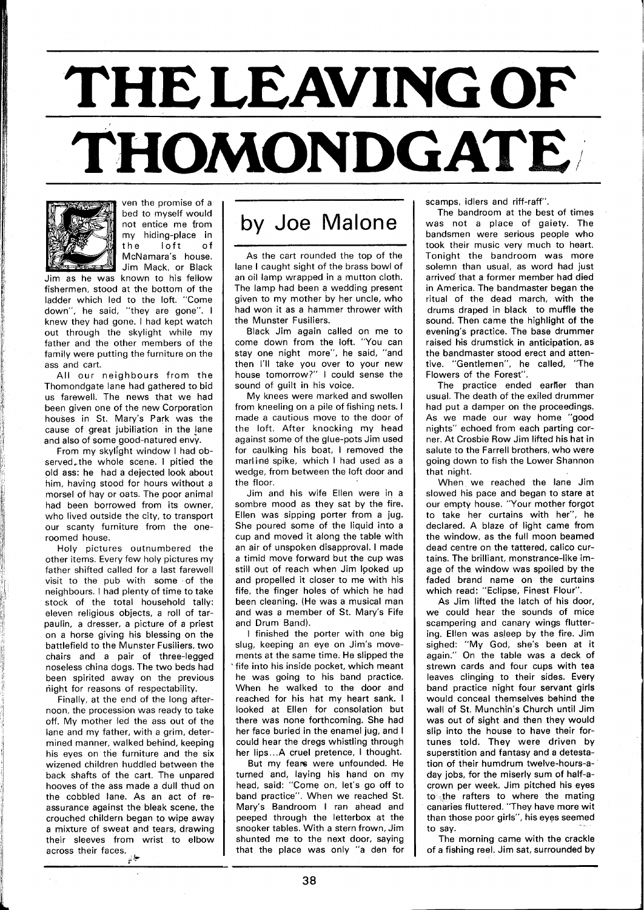# THE LEAVING OF THOMONDGATE

## by Joe Malone

Even the promise of a bed to myself would not entice me from my hiding-place in the loft of McNamara's house. Jim Mack, or Black Jim as he was known to his fellow fishermen, stood at the bottom of the ladder which led to the loft. "Come down", he said, "they are gone". I knew they had gone. I had kept watch out through the skylight while my father and the other members of the family were putting the furniture on the ass and cart.

All our neighbours from the Thomondgate lane had gathered to bid us farewell. The news that we had been given one of the new Corporation houses in St. Mary's Park was the cause of great jubiliation in the lane and also of some good-natured envy.

From my skylight window I had observed, the whole scene. I pitied the old ass: he had a dejected look about him, having stood for hours without a morsel of hay or oats. The poor animal had been borrowed from its owner, who lived outside the city, to transport our scanty furniture from the one-roomed house.

Holy pictures outnumbered the other items. Every few holy pictures my father shifted called for a last farewell visit to the pub with some of the neighbours. I had plenty of time to take stock of the total household tally: eleven religious objects, a roll of tarpaulin, a dresser, a picture of a priest on a horse giving his blessing on the battlefield to the Munster Fusiliers, two chairs and a pair of three-legged noseless china dogs. The two beds had been spirited away on the previous night for reasons of respectability.

Finally, at the end of the long afternoon, the procession was ready to take off. My mother led the ass out of the lane and my father, with a grim, determined manner, walked behind, keeping his eyes on the furniture and the six wizened children huddled between the back shafts of the cart. The unpared hooves of the ass made a dull thud on the cobbled lane. As an act of reassurance against the bleak scene, the crouched childern began to wipe away a mixture of sweat and tears, drawing their sleeves from wrist to elbow across their faces.

As the cart rounded the top of the lane I caught sight of the brass bowl of an oil lamp wrapped in a mutton cloth. The lamp had been a wedding present given to my mother by her uncle, who had won it as a hammer thrower with the Munster Fusiliers.

Black Jim again called on me to come down from the loft. "You can stay one night more", he said, "and then I'll take you over to your new house tomorrow?" I could sense the sound of guilt in his voice.

My knees were marked and swollen from kneeling on a pile of fishing nets. I made a cautious move to the door of the loft. After knocking my head against some of the glue-pots Jim used for caulking his boat, I removed the marline spike, which I had used as a wedge, from between the loft door and the floor.

Jim and his wife Ellen were in a sombre mood as they sat by the fire. Ellen was sipping porter from a jug. She poured some of the liquid into a cup and moved it along the table with an air of unspoken disapproval. I made a timid move forward but the cup was still out of reach when Jim looked up and propelled it closer to me with his fife, the finger holes of which he had been cleaning. (He was a musical man and was a member of St. Mary's Fife and Drum Band).

I finished the porter with one big slug, keeping an eye on Jim's movements at the same time. He slipped the fife into his inside pocket, which meant he was going to his band practice. When he walked to the door and reached for his hat my heart sank. I looked at Ellen for consolation but there was none forthcoming. She had her face buried in the enamel jug, and I could hear the dregs whistling through her lips...A cruel pretence, I thought.

But my fears were unfounded. He turned and, laying his hand on my head, said: "Come on, let's go off to band practice". When we reached St. Mary's Bandroom I ran ahead and peeped through the letterbox at the snooker tables. With a stern frown, Jim shunted me to the next door, saying that the place was only "a den for scamps, idlers and riff-raff".

The bandroom at the best of times was not a place of gaiety. The bandsmen were serious people who took their music very much to heart. Tonight the bandroom was more solemn than usual, as word had just arrived that a former member had died in America. The bandmaster began the ritual of the dead march, with the drums draped in black to muffle the sound. Then came the highlight of the evening's practice. The base drummer raised his drumstick in anticipation, as the bandmaster stood erect and attentive. "Gentlemen", he called, "The Flowers of the Forest".

The practice ended earlier than usual. The death of the exiled drummer had put a damper on the proceedings. As we made our way home "good nights" echoed from each parting corner. At Crosbie Row Jim lifted his hat in salute to the Farrell brothers, who were going down to fish the Lower Shannon that night.

When we reached the lane Jim slowed his pace and began to stare at our empty house. "Your mother forgot to take her curtains with her", he declared. A blaze of light came from the window, as the full moon beamed dead centre on the tattered, calico curtains. The brilliant, monstrance-like image of the window was spoiled by the faded brand name on the curtains which read: "Eclipse, Finest Flour".

As Jim lifted the latch of his door, we could hear the sounds of mice scampering and canary wings fluttering. Ellen was asleep by the fire. Jim sighed: "My God, she's been at it again." On the table was a deck of strewn cards and four cups with tea leaves clinging to their sides. Every band practice night four servant girls would conceal themselves behind the wall of St. Munchin's Church until Jim was out of sight and then they would slip into the house to have their fortunes told. They were driven by superstition and fantasy and a detestation of their humdrum twelve-hours-a-day jobs, for the miserly sum of half-a-crown per week. Jim pitched his eyes to the rafters to where the mating canaries fluttered. "They have more wit than those poor girls", his eyes seemed to say.

The morning came with the crackle of a fishing reel. Jim sat, surrounded by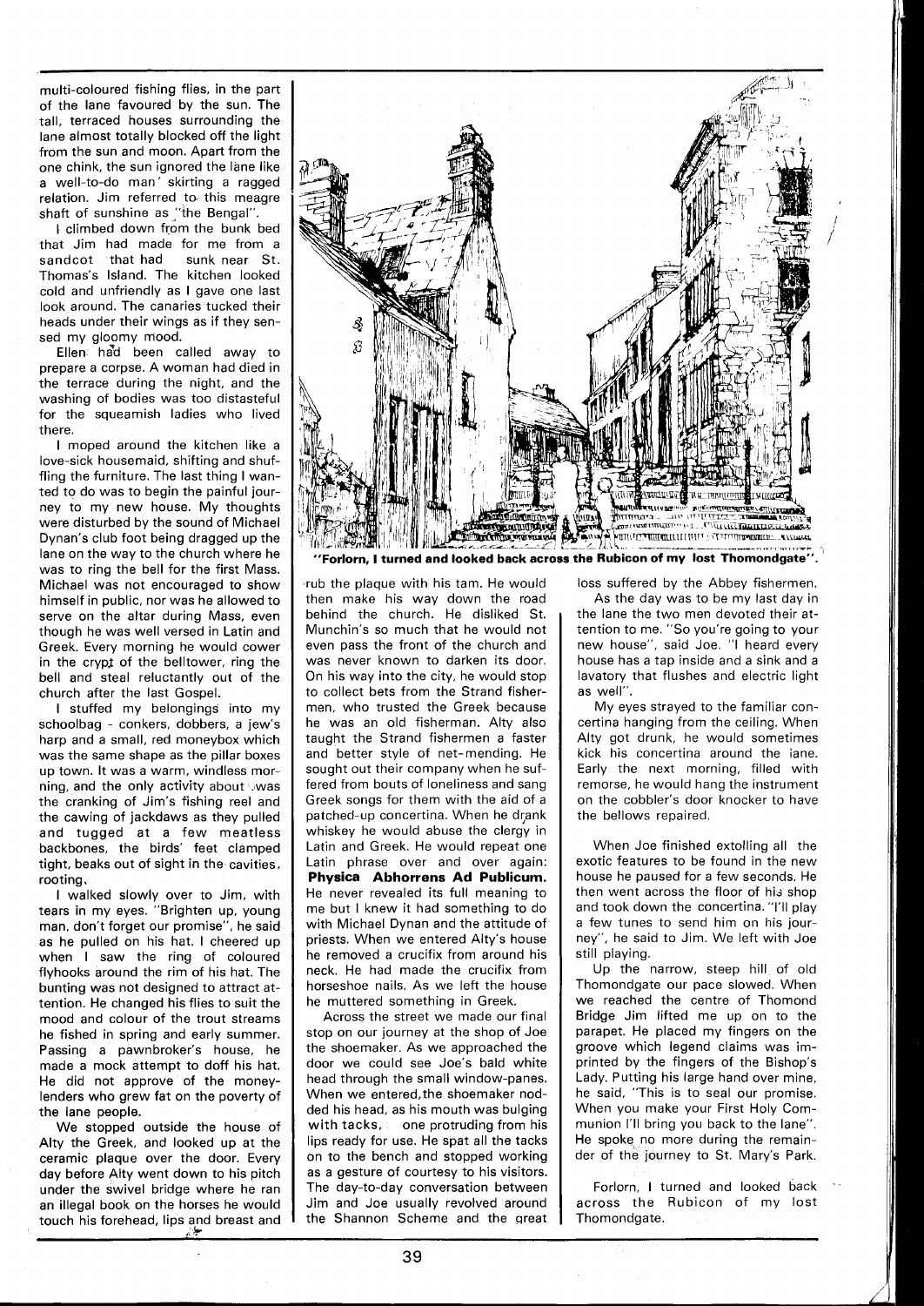multi-coloured fishing flies, in the part of the lane favoured by the sun. The tall, terraced houses surrounding the lane almost totally blocked off the light from the sun and moon. Apart from the one chink, the sun ignored the lane like a well-to-do man' skirting a ragged relation. Jim referred to this meagre shaft of sunshine as "the Bengal".

I climbed down from the bunk bed that Jim had made for me from a sandcot that had sunk near St. Thomas's Island. The kitchen looked cold and unfriendly as I gave one last look around. The canaries tucked their heads under their wings as if they sensed my gloomy mood.

Ellen had been called away to prepare a corpse. A woman had died in the terrace during the night, and the washing of bodies was too distasteful for the squeamish ladies who lived there.

I moped around the kitchen like a love-sick housemaid, shifting and shuffling the furniture. The last thing I wanted to do was to begin the painful journey to my new house. My thoughts were disturbed by the sound of Michael Dynan's club foot being dragged up the lane on the way to the church where he was to ring the bell for the first Mass. Michael was not encouraged to show himself in public, nor was he allowed to serve on the altar during Mass, even though he was well versed in Latin and Greek. Every morning he would cower in the crypt of the belltower, ring the bell and steal reluctantly out of the church after the last Gospel.

I stuffed my belongings into my schoolbag - conkers, dobbers, a jew's harp and a small, red moneybox which was the same shape as the pillar boxes up town. It was a warm, windless morning, and the only activity about was the cranking of Jim's fishing reel and the cawing of jackdaws as they pulled and tugged at a few meatless backbones, the birds' feet clamped tight, beaks out of sight in the cavities, rooting.

I walked slowly over to Jim, with tears in my eyes. "Brighten up, young man, don't forget our promise", he said as he pulled on his hat. I cheered up when I saw the ring of coloured flyhooks around the rim of his hat. The bunting was not designed to attract attention. He changed his flies to suit the mood and colour of the trout streams he fished in spring and early summer. Passing a pawnbroker's house, he made a mock attempt to doff his hat. He did not approve of the moneylenders who grew fat on the poverty of the lane people.

We stopped outside the house of Alty the Greek, and looked up at the ceramic plaque over the door. Every day before Alty went down to his pitch under the swivel bridge where he ran an illegal book on the horses he would touch his forehead, lips and breast and rub the plaque with his tam. He would then make his way down the road behind the church. He disliked St. Munchin's so much that he would not even pass the front of the church and was never known to darken its door. On his way into the city, he would stop to collect bets from the Strand fishermen, who trusted the Greek because he was an old fisherman. Alty also taught the Strand fishermen a faster and better style of net-mending. He sought out their company when he suffered from bouts of loneliness and sang Greek songs for them with the aid of a patched-up concertina. When he drank whiskey he would abuse the clergy in Latin and Greek. He would repeat one Latin phrase over and over again: **Physica Abhorrens Ad Publicum.** He never revealed its full meaning to me but I knew it had something to do with Michael Dynan and the attitude of priests. When we entered Alty's house he removed a crucifix from around his neck. He had made the crucifix from horseshoe nails. As we left the house he muttered something in Greek.

Across the street we made our final stop on our journey at the shop of Joe the shoemaker. As we approached the door we could see Joe's bald white head through the small window-panes. When we entered, the shoemaker nodded his head, as his mouth was bulging with tacks, one protruding from his lips ready for use. He spat all the tacks on to the bench and stopped working as a gesture of courtesy to his visitors. The day-to-day conversation between Jim and Joe usually revolved around the Shannon Scheme and the great loss suffered by the Abbey fishermen.

As the day was to be my last day in the lane the two men devoted their attention to me. "So you're going to your new house", said Joe. "I heard every house has a tap inside and a sink and a lavatory that flushes and electric light as well".

My eyes strayed to the familiar concertina hanging from the ceiling. When Alty got drunk, he would sometimes kick his concertina around the lane. Early the next morning, filled with remorse, he would hang the instrument on the cobbler's door knocker to have the bellows repaired.

When Joe finished extolling all the exotic features to be found in the new house he paused for a few seconds. He then went across the floor of his shop and took down the concertina. "I'll play a few tunes to send him on his journey", he said to Jim. We left with Joe still playing.

Up the narrow, steep hill of old Thomondgate our pace slowed. When we reached the centre of Thomond Bridge Jim lifted me up on to the parapet. He placed my fingers on the groove which legend claims was imprinted by the fingers of the Bishop's Lady. Putting his large hand over mine, he said, "This is to seal our promise. When you make your First Holy Communion I'll bring you back to the lane". He spoke no more during the remainder of the journey to St. Mary's Park.

Forlorn, I turned and looked back across the Rubicon of my lost Thomondgate.

**"Forlorn, I turned and looked back across the Rubicon of my lost Thomondgate".**